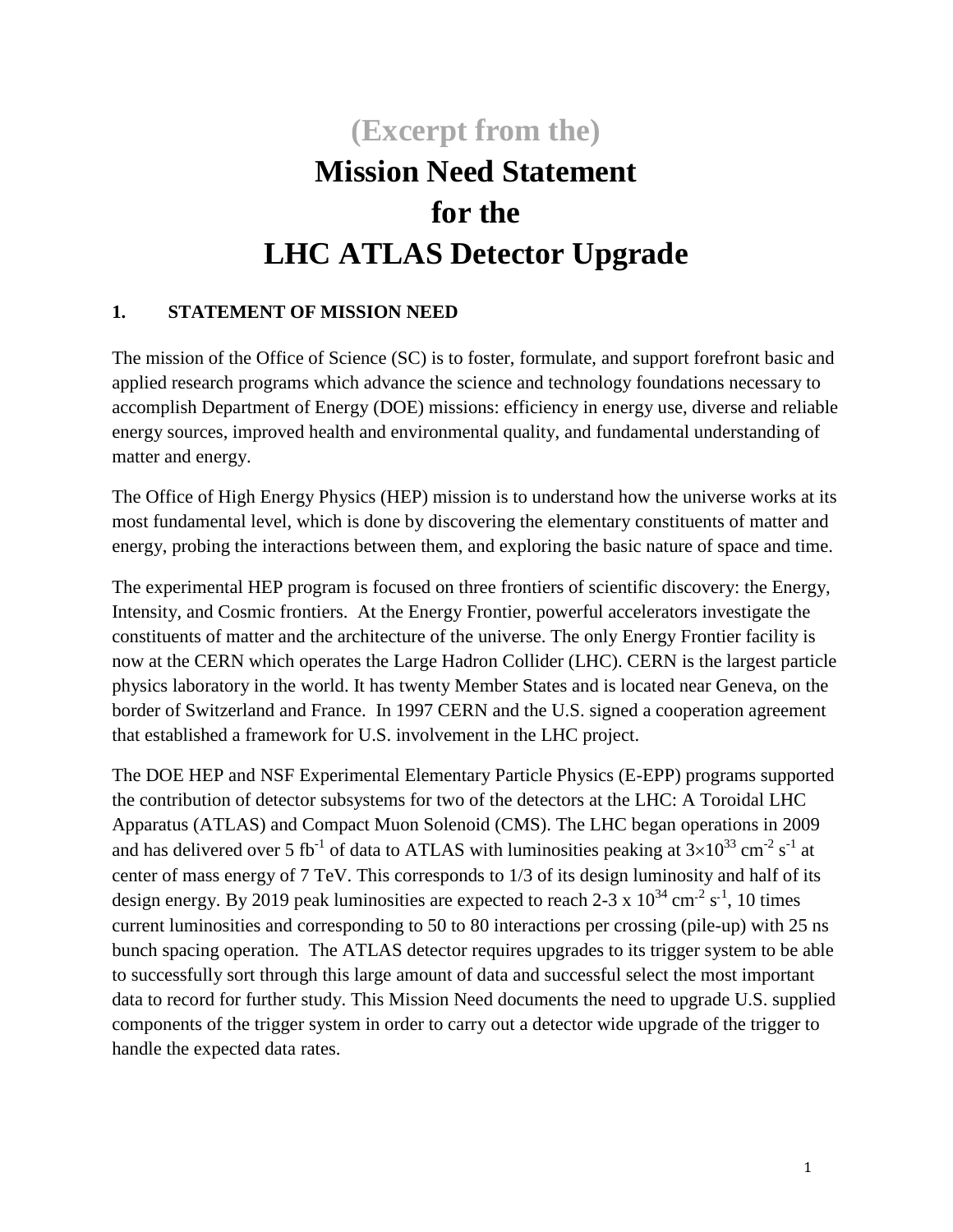# (Excerpt from the)
# Mission Need Statement for the LHC ATLAS Detector Upgrade

## 1. STATEMENT OF MISSION NEED

The mission of the Office of Science (SC) is to foster, formulate, and support forefront basic and applied research programs which advance the science and technology foundations necessary to accomplish Department of Energy (DOE) missions: efficiency in energy use, diverse and reliable energy sources, improved health and environmental quality, and fundamental understanding of matter and energy.

The Office of High Energy Physics (HEP) mission is to understand how the universe works at its most fundamental level, which is done by discovering the elementary constituents of matter and energy, probing the interactions between them, and exploring the basic nature of space and time.

The experimental HEP program is focused on three frontiers of scientific discovery: the Energy, Intensity, and Cosmic frontiers. At the Energy Frontier, powerful accelerators investigate the constituents of matter and the architecture of the universe. The only Energy Frontier facility is now at the CERN which operates the Large Hadron Collider (LHC). CERN is the largest particle physics laboratory in the world. It has twenty Member States and is located near Geneva, on the border of Switzerland and France. In 1997 CERN and the U.S. signed a cooperation agreement that established a framework for U.S. involvement in the LHC project.

The DOE HEP and NSF Experimental Elementary Particle Physics (E-EPP) programs supported the contribution of detector subsystems for two of the detectors at the LHC: A Toroidal LHC Apparatus (ATLAS) and Compact Muon Solenoid (CMS). The LHC began operations in 2009 and has delivered over 5 $fb^{-1}$ of data to ATLAS with luminosities peaking at $3\times10^{33}$ $cm^{-2}$ $s^{-1}$ at center of mass energy of 7 TeV. This corresponds to 1/3 of its design luminosity and half of its design energy. By 2019 peak luminosities are expected to reach 2-3 x $10^{34}$ $cm^{-2}$ $s^{-1}$, 10 times current luminosities and corresponding to 50 to 80 interactions per crossing (pile-up) with 25 ns bunch spacing operation. The ATLAS detector requires upgrades to its trigger system to be able to successfully sort through this large amount of data and successful select the most important data to record for further study. This Mission Need documents the need to upgrade U.S. supplied components of the trigger system in order to carry out a detector wide upgrade of the trigger to handle the expected data rates.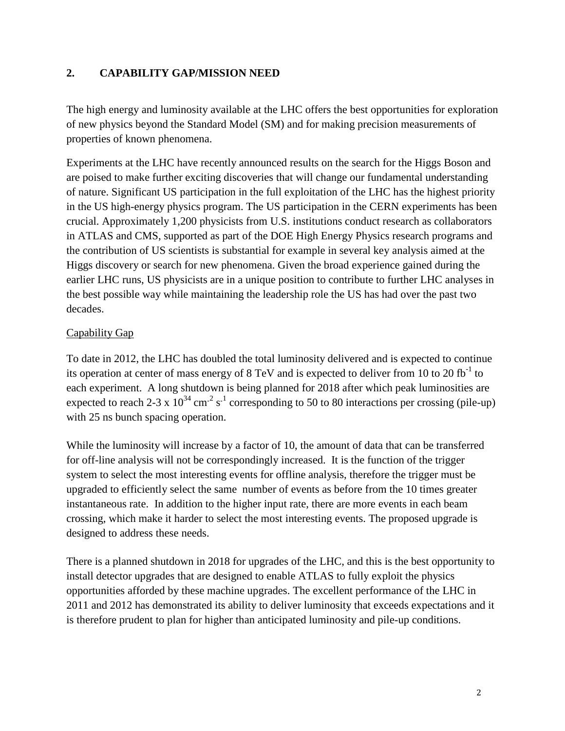## 2. CAPABILITY GAP/MISSION NEED

The high energy and luminosity available at the LHC offers the best opportunities for exploration of new physics beyond the Standard Model (SM) and for making precision measurements of properties of known phenomena.

Experiments at the LHC have recently announced results on the search for the Higgs Boson and are poised to make further exciting discoveries that will change our fundamental understanding of nature. Significant US participation in the full exploitation of the LHC has the highest priority in the US high-energy physics program. The US participation in the CERN experiments has been crucial. Approximately 1,200 physicists from U.S. institutions conduct research as collaborators in ATLAS and CMS, supported as part of the DOE High Energy Physics research programs and the contribution of US scientists is substantial for example in several key analysis aimed at the Higgs discovery or search for new phenomena. Given the broad experience gained during the earlier LHC runs, US physicists are in a unique position to contribute to further LHC analyses in the best possible way while maintaining the leadership role the US has had over the past two decades.

<u>Capability Gap</u>

To date in 2012, the LHC has doubled the total luminosity delivered and is expected to continue its operation at center of mass energy of 8 TeV and is expected to deliver from 10 to 20 $fb^{-1}$ to each experiment. A long shutdown is being planned for 2018 after which peak luminosities are expected to reach 2-3 x $10^{34}$ $cm^{-2}$ $s^{-1}$ corresponding to 50 to 80 interactions per crossing (pile-up) with 25 ns bunch spacing operation.

While the luminosity will increase by a factor of 10, the amount of data that can be transferred for off-line analysis will not be correspondingly increased. It is the function of the trigger system to select the most interesting events for offline analysis, therefore the trigger must be upgraded to efficiently select the same number of events as before from the 10 times greater instantaneous rate. In addition to the higher input rate, there are more events in each beam crossing, which make it harder to select the most interesting events. The proposed upgrade is designed to address these needs.

There is a planned shutdown in 2018 for upgrades of the LHC, and this is the best opportunity to install detector upgrades that are designed to enable ATLAS to fully exploit the physics opportunities afforded by these machine upgrades. The excellent performance of the LHC in 2011 and 2012 has demonstrated its ability to deliver luminosity that exceeds expectations and it is therefore prudent to plan for higher than anticipated luminosity and pile-up conditions.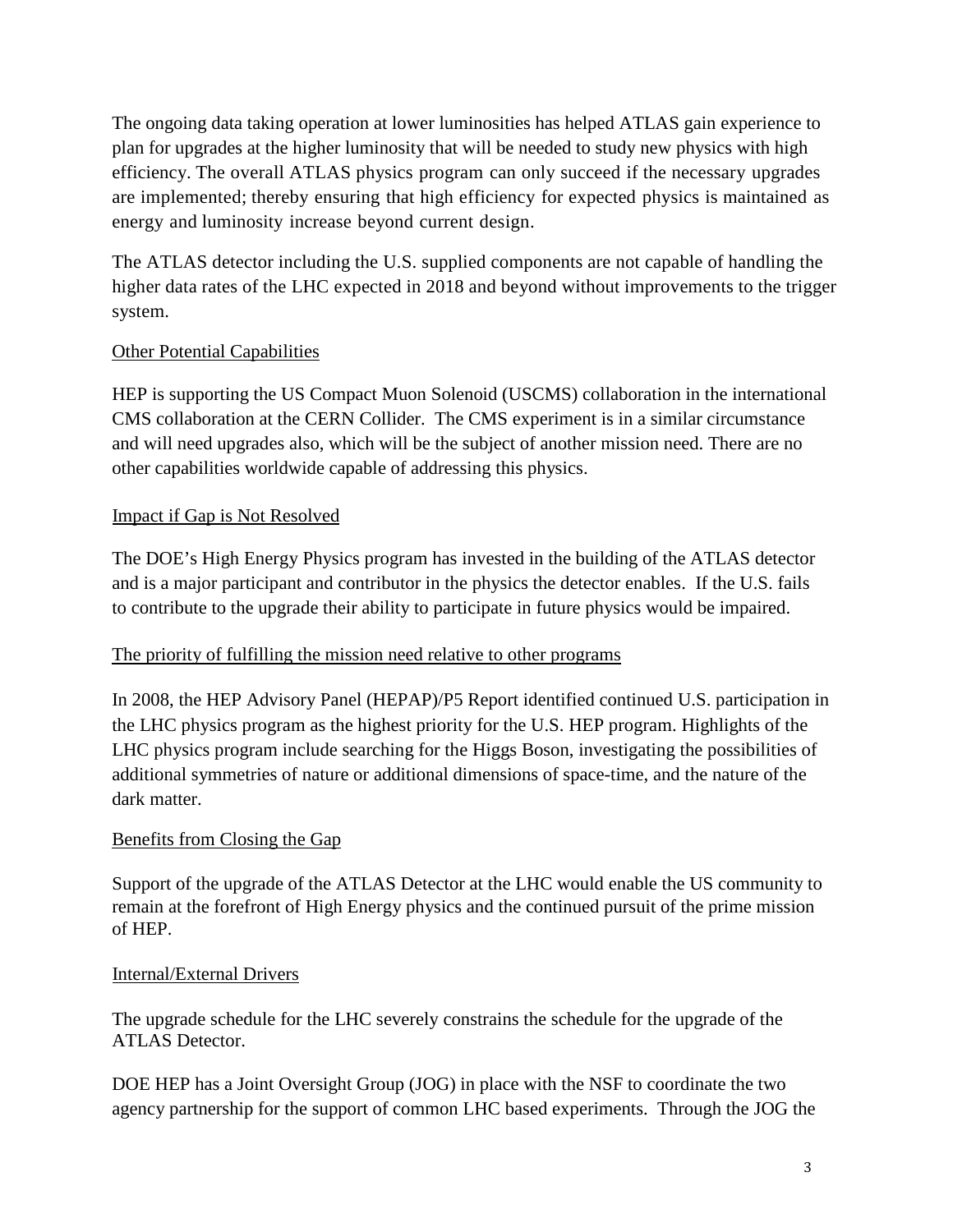The ongoing data taking operation at lower luminosities has helped ATLAS gain experience to plan for upgrades at the higher luminosity that will be needed to study new physics with high efficiency. The overall ATLAS physics program can only succeed if the necessary upgrades are implemented; thereby ensuring that high efficiency for expected physics is maintained as energy and luminosity increase beyond current design.

The ATLAS detector including the U.S. supplied components are not capable of handling the higher data rates of the LHC expected in 2018 and beyond without improvements to the trigger system.

<u>Other Potential Capabilities</u>

HEP is supporting the US Compact Muon Solenoid (USCMS) collaboration in the international CMS collaboration at the CERN Collider. The CMS experiment is in a similar circumstance and will need upgrades also, which will be the subject of another mission need. There are no other capabilities worldwide capable of addressing this physics.

<u>Impact if Gap is Not Resolved</u>

The DOE's High Energy Physics program has invested in the building of the ATLAS detector and is a major participant and contributor in the physics the detector enables. If the U.S. fails to contribute to the upgrade their ability to participate in future physics would be impaired.

<u>The priority of fulfilling the mission need relative to other programs</u>

In 2008, the HEP Advisory Panel (HEPAP)/P5 Report identified continued U.S. participation in the LHC physics program as the highest priority for the U.S. HEP program. Highlights of the LHC physics program include searching for the Higgs Boson, investigating the possibilities of additional symmetries of nature or additional dimensions of space-time, and the nature of the dark matter.

<u>Benefits from Closing the Gap</u>

Support of the upgrade of the ATLAS Detector at the LHC would enable the US community to remain at the forefront of High Energy physics and the continued pursuit of the prime mission of HEP.

<u>Internal/External Drivers</u>

The upgrade schedule for the LHC severely constrains the schedule for the upgrade of the ATLAS Detector.

DOE HEP has a Joint Oversight Group (JOG) in place with the NSF to coordinate the two agency partnership for the support of common LHC based experiments. Through the JOG the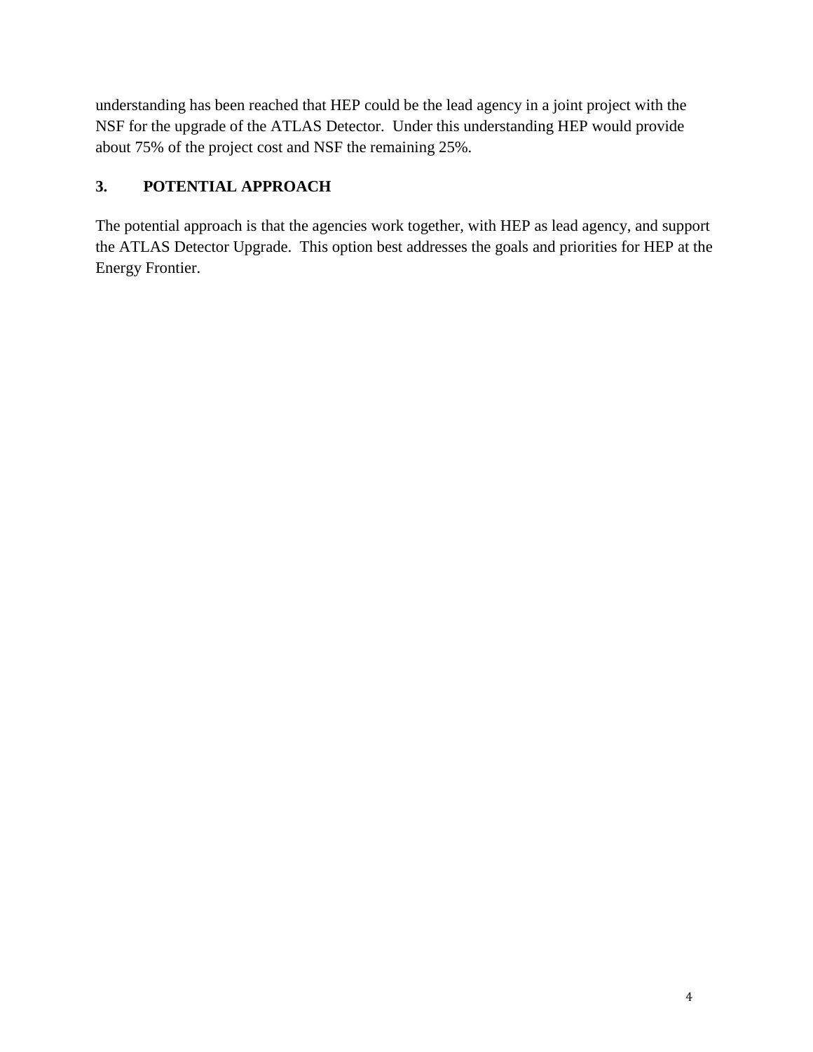understanding has been reached that HEP could be the lead agency in a joint project with the NSF for the upgrade of the ATLAS Detector. Under this understanding HEP would provide about 75% of the project cost and NSF the remaining 25%.

## 3. POTENTIAL APPROACH

The potential approach is that the agencies work together, with HEP as lead agency, and support the ATLAS Detector Upgrade. This option best addresses the goals and priorities for HEP at the Energy Frontier.